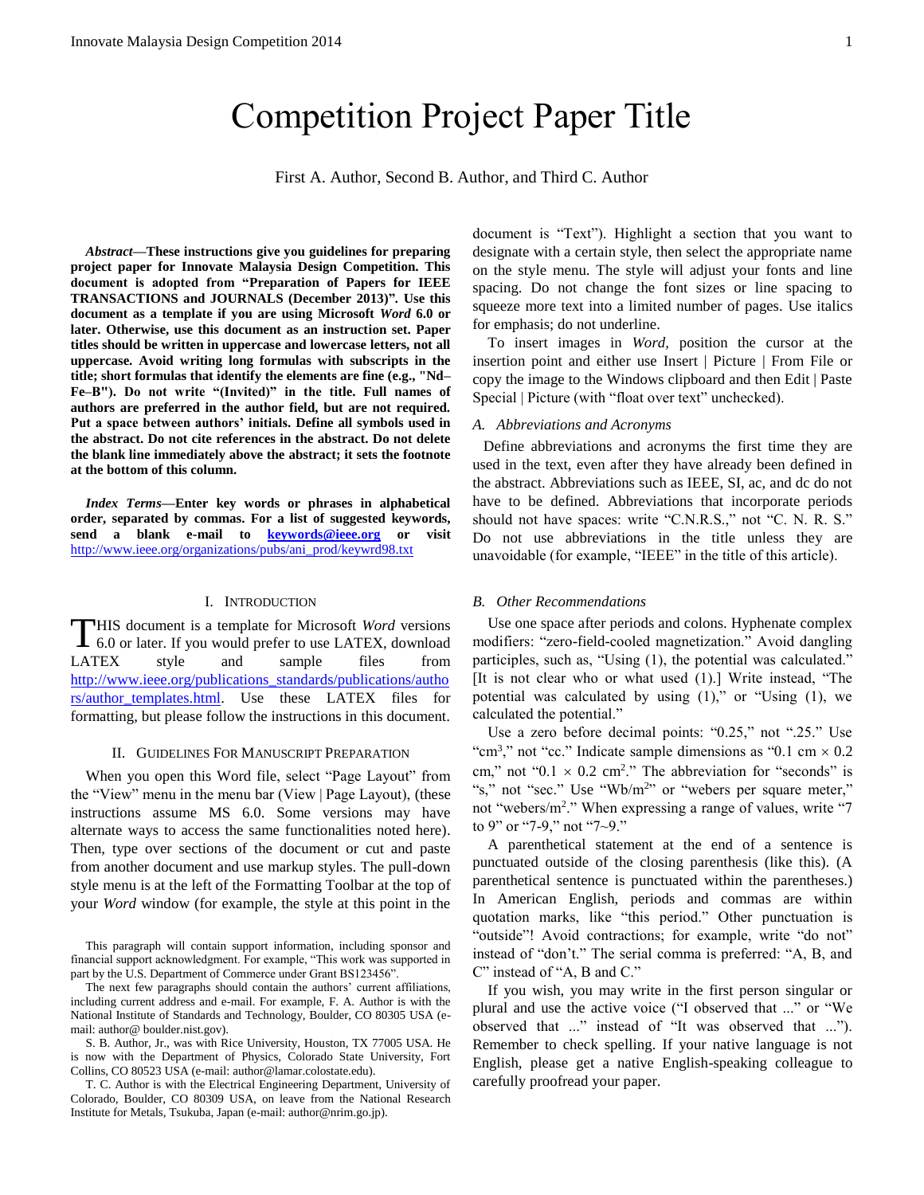# Competition Project Paper Title

First A. Author, Second B. Author, and Third C. Author

***Abstract*—These instructions give you guidelines for preparing project paper for Innovate Malaysia Design Competition. This document is adopted from "Preparation of Papers for IEEE TRANSACTIONS and JOURNALS (December 2013)". Use this document as a template if you are using Microsoft *Word* 6.0 or later. Otherwise, use this document as an instruction set. Paper titles should be written in uppercase and lowercase letters, not all uppercase. Avoid writing long formulas with subscripts in the title; short formulas that identify the elements are fine (e.g., "Nd–Fe–B"). Do not write "(Invited)" in the title. Full names of authors are preferred in the author field, but are not required. Put a space between authors' initials. Define all symbols used in the abstract. Do not cite references in the abstract. Do not delete the blank line immediately above the abstract; it sets the footnote at the bottom of this column.**

***Index Terms*—Enter key words or phrases in alphabetical order, separated by commas. For a list of suggested keywords, send a blank e-mail to [keywords@ieee.org](mailto:keywords@ieee.org) or visit** http://www.ieee.org/organizations/pubs/ani_prod/keywrd98.txt

## I. Introduction

THIS document is a template for Microsoft *Word* versions 6.0 or later. If you would prefer to use LATEX, download LATEX style and sample files from http://www.ieee.org/publications_standards/publications/authors/author_templates.html. Use these LATEX files for formatting, but please follow the instructions in this document.

## II. Guidelines For Manuscript Preparation

When you open this Word file, select "Page Layout" from the "View" menu in the menu bar (View | Page Layout), (these instructions assume MS 6.0. Some versions may have alternate ways to access the same functionalities noted here). Then, type over sections of the document or cut and paste from another document and use markup styles. The pull-down style menu is at the left of the Formatting Toolbar at the top of your *Word* window (for example, the style at this point in the document is "Text"). Highlight a section that you want to designate with a certain style, then select the appropriate name on the style menu. The style will adjust your fonts and line spacing. Do not change the font sizes or line spacing to squeeze more text into a limited number of pages. Use italics for emphasis; do not underline.

To insert images in *Word*, position the cursor at the insertion point and either use Insert | Picture | From File or copy the image to the Windows clipboard and then Edit | Paste Special | Picture (with "float over text" unchecked).

### *A. Abbreviations and Acronyms*

Define abbreviations and acronyms the first time they are used in the text, even after they have already been defined in the abstract. Abbreviations such as IEEE, SI, ac, and dc do not have to be defined. Abbreviations that incorporate periods should not have spaces: write "C.N.R.S.," not "C. N. R. S." Do not use abbreviations in the title unless they are unavoidable (for example, "IEEE" in the title of this article).

### *B. Other Recommendations*

Use one space after periods and colons. Hyphenate complex modifiers: "zero-field-cooled magnetization." Avoid dangling participles, such as, "Using (1), the potential was calculated." [It is not clear who or what used (1).] Write instead, "The potential was calculated by using (1)," or "Using (1), we calculated the potential."

Use a zero before decimal points: "0.25," not ".25." Use "$cm^3$," not "cc." Indicate sample dimensions as "0.1 cm × 0.2 cm," not "0.1 × 0.2 $cm^2$." The abbreviation for "seconds" is "s," not "sec." Use "$Wb/m^2$" or "webers per square meter," not "webers/$m^2$." When expressing a range of values, write "7 to 9" or "7-9," not "7~9."

A parenthetical statement at the end of a sentence is punctuated outside of the closing parenthesis (like this). (A parenthetical sentence is punctuated within the parentheses.) In American English, periods and commas are within quotation marks, like "this period." Other punctuation is "outside"! Avoid contractions; for example, write "do not" instead of "don't." The serial comma is preferred: "A, B, and C" instead of "A, B and C."

If you wish, you may write in the first person singular or plural and use the active voice ("I observed that ..." or "We observed that ..." instead of "It was observed that ..."). Remember to check spelling. If your native language is not English, please get a native English-speaking colleague to carefully proofread your paper.

---

This paragraph will contain support information, including sponsor and financial support acknowledgment. For example, "This work was supported in part by the U.S. Department of Commerce under Grant BS123456".

The next few paragraphs should contain the authors' current affiliations, including current address and e-mail. For example, F. A. Author is with the National Institute of Standards and Technology, Boulder, CO 80305 USA (e-mail: author@ boulder.nist.gov).

S. B. Author, Jr., was with Rice University, Houston, TX 77005 USA. He is now with the Department of Physics, Colorado State University, Fort Collins, CO 80523 USA (e-mail: author@lamar.colostate.edu).

T. C. Author is with the Electrical Engineering Department, University of Colorado, Boulder, CO 80309 USA, on leave from the National Research Institute for Metals, Tsukuba, Japan (e-mail: author@nrim.go.jp).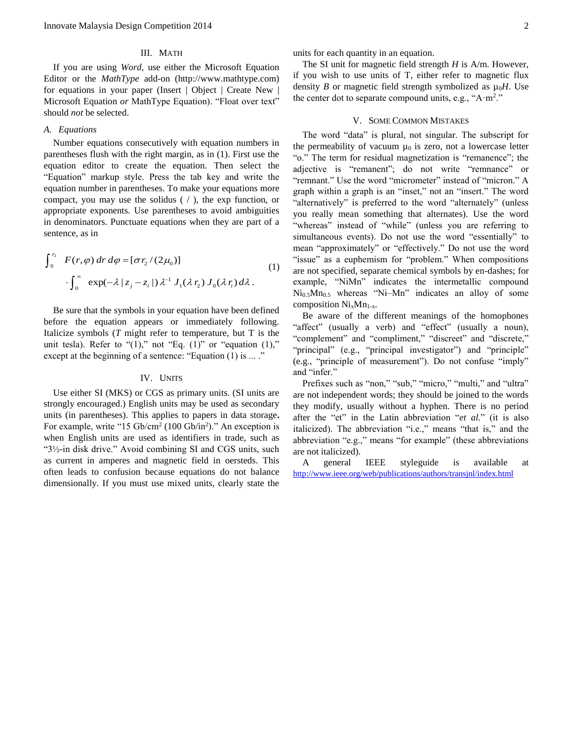## III. Math

If you are using *Word,* use either the Microsoft Equation Editor or the *MathType* add-on (http://www.mathtype.com) for equations in your paper (Insert | Object | Create New | Microsoft Equation *or* MathType Equation). "Float over text" should *not* be selected.

### A. Equations

Number equations consecutively with equation numbers in parentheses flush with the right margin, as in (1). First use the equation editor to create the equation. Then select the "Equation" markup style. Press the tab key and write the equation number in parentheses. To make your equations more compact, you may use the solidus ( / ), the exp function, or appropriate exponents. Use parentheses to avoid ambiguities in denominators. Punctuate equations when they are part of a sentence, as in

$$\int_0^{r_2} F(r,\varphi)\, dr\, d\varphi = [\sigma r_2 / (2\mu_0)] \cdot \int_0^{\infty} \exp(-\lambda |z_j - z_i|)\, \lambda^{-1} J_1(\lambda r_2)\, J_0(\lambda r_i)\, d\lambda . \quad (1)$$

Be sure that the symbols in your equation have been defined before the equation appears or immediately following. Italicize symbols (*T* might refer to temperature, but T is the unit tesla). Refer to "(1)," not "Eq. (1)" or "equation (1)," except at the beginning of a sentence: "Equation (1) is ... ."

## IV. Units

Use either SI (MKS) or CGS as primary units. (SI units are strongly encouraged.) English units may be used as secondary units (in parentheses). This applies to papers in data storage**.** For example, write "15 $\text{Gb/cm}^2$ (100 $\text{Gb/in}^2$)." An exception is when English units are used as identifiers in trade, such as "3½-in disk drive." Avoid combining SI and CGS units, such as current in amperes and magnetic field in oersteds. This often leads to confusion because equations do not balance dimensionally. If you must use mixed units, clearly state the units for each quantity in an equation.

The SI unit for magnetic field strength *H* is A/m. However, if you wish to use units of T, either refer to magnetic flux density *B* or magnetic field strength symbolized as $\mu_0 H$. Use the center dot to separate compound units, e.g., "$\text{A}\cdot\text{m}^2$."

## V. Some Common Mistakes

The word "data" is plural, not singular. The subscript for the permeability of vacuum $\mu_0$ is zero, not a lowercase letter "o." The term for residual magnetization is "remanence"; the adjective is "remanent"; do not write "remnance" or "remnant." Use the word "micrometer" instead of "micron." A graph within a graph is an "inset," not an "insert." The word "alternatively" is preferred to the word "alternately" (unless you really mean something that alternates). Use the word "whereas" instead of "while" (unless you are referring to simultaneous events). Do not use the word "essentially" to mean "approximately" or "effectively." Do not use the word "issue" as a euphemism for "problem." When compositions are not specified, separate chemical symbols by en-dashes; for example, "NiMn" indicates the intermetallic compound $Ni_{0.5}Mn_{0.5}$ whereas "Ni–Mn" indicates an alloy of some composition $Ni_xMn_{1-x}$.

Be aware of the different meanings of the homophones "affect" (usually a verb) and "effect" (usually a noun), "complement" and "compliment," "discreet" and "discrete," "principal" (e.g., "principal investigator") and "principle" (e.g., "principle of measurement"). Do not confuse "imply" and "infer."

Prefixes such as "non," "sub," "micro," "multi," and "ultra" are not independent words; they should be joined to the words they modify, usually without a hyphen. There is no period after the "et" in the Latin abbreviation "*et al.*" (it is also italicized). The abbreviation "i.e.," means "that is," and the abbreviation "e.g.," means "for example" (these abbreviations are not italicized).

A general IEEE styleguide is available at http://www.ieee.org/web/publications/authors/transjnl/index.html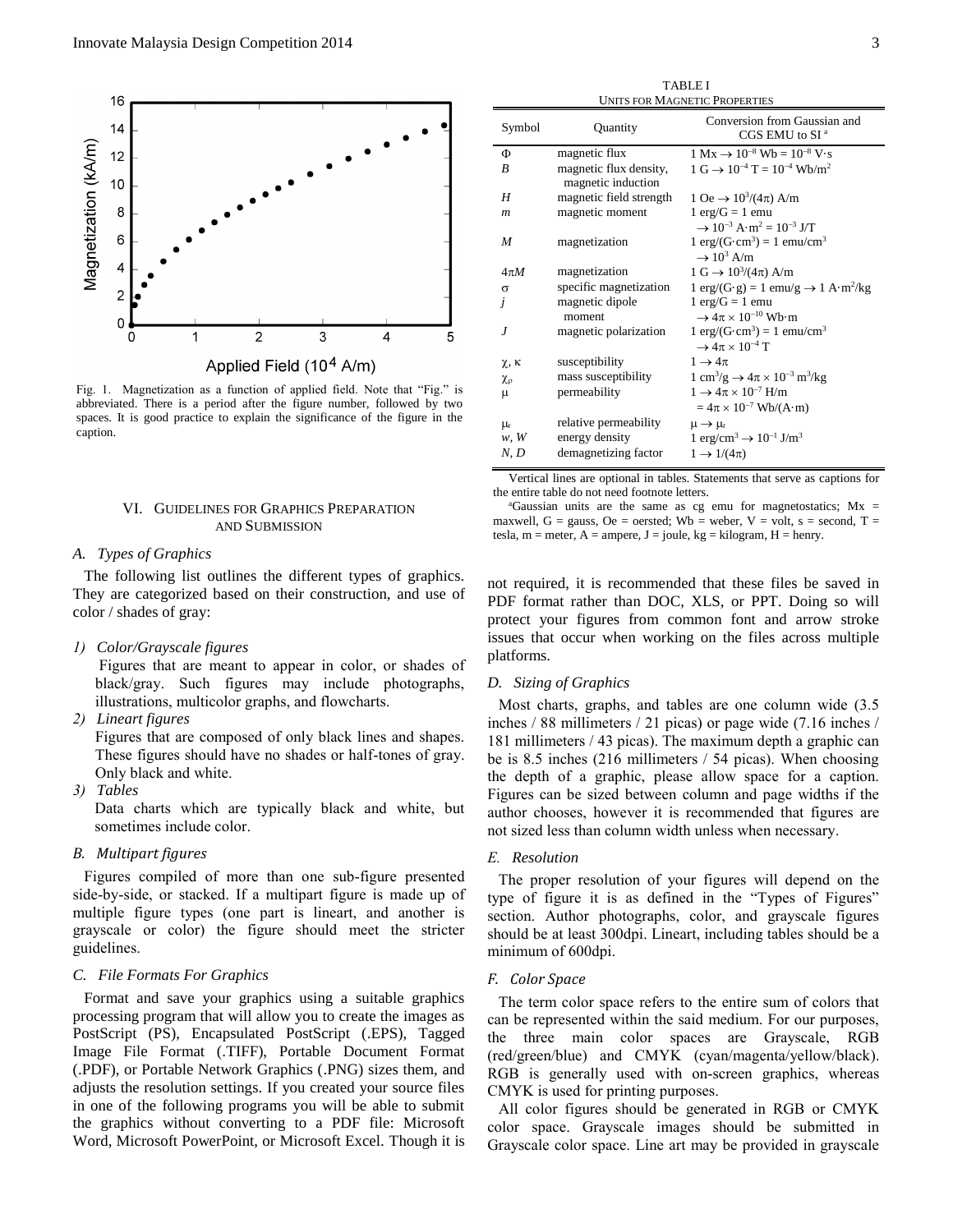Fig. 1. Magnetization as a function of applied field. Note that "Fig." is abbreviated. There is a period after the figure number, followed by two spaces. It is good practice to explain the significance of the figure in the caption.

## VI. Guidelines for Graphics Preparation and Submission

### A. Types of Graphics

The following list outlines the different types of graphics. They are categorized based on their construction, and use of color / shades of gray:

*1) Color/Grayscale figures*

Figures that are meant to appear in color, or shades of black/gray. Such figures may include photographs, illustrations, multicolor graphs, and flowcharts.

*2) Lineart figures*

Figures that are composed of only black lines and shapes. These figures should have no shades or half-tones of gray. Only black and white.

*3) Tables*

Data charts which are typically black and white, but sometimes include color.

### B. Multipart figures

Figures compiled of more than one sub-figure presented side-by-side, or stacked. If a multipart figure is made up of multiple figure types (one part is lineart, and another is grayscale or color) the figure should meet the stricter guidelines.

### C. File Formats For Graphics

Format and save your graphics using a suitable graphics processing program that will allow you to create the images as PostScript (PS), Encapsulated PostScript (.EPS), Tagged Image File Format (.TIFF), Portable Document Format (.PDF), or Portable Network Graphics (.PNG) sizes them, and adjusts the resolution settings. If you created your source files in one of the following programs you will be able to submit the graphics without converting to a PDF file: Microsoft Word, Microsoft PowerPoint, or Microsoft Excel. Though it is not required, it is recommended that these files be saved in PDF format rather than DOC, XLS, or PPT. Doing so will protect your figures from common font and arrow stroke issues that occur when working on the files across multiple platforms.

### D. Sizing of Graphics

Most charts, graphs, and tables are one column wide (3.5 inches / 88 millimeters / 21 picas) or page wide (7.16 inches / 181 millimeters / 43 picas). The maximum depth a graphic can be is 8.5 inches (216 millimeters / 54 picas). When choosing the depth of a graphic, please allow space for a caption. Figures can be sized between column and page widths if the author chooses, however it is recommended that figures are not sized less than column width unless when necessary.

### E. Resolution

The proper resolution of your figures will depend on the type of figure it is as defined in the "Types of Figures" section. Author photographs, color, and grayscale figures should be at least 300dpi. Lineart, including tables should be a minimum of 600dpi.

### F. Color Space

The term color space refers to the entire sum of colors that can be represented within the said medium. For our purposes, the three main color spaces are Grayscale, RGB (red/green/blue) and CMYK (cyan/magenta/yellow/black). RGB is generally used with on-screen graphics, whereas CMYK is used for printing purposes.

All color figures should be generated in RGB or CMYK color space. Grayscale images should be submitted in Grayscale color space. Line art may be provided in grayscale

TABLE I
UNITS FOR MAGNETIC PROPERTIES

| Symbol | Quantity | Conversion from Gaussian and CGS EMU to SI [a] |
|---|---|---|
| $\Phi$ | magnetic flux | $1 \text{ Mx} \rightarrow 10^{-8} \text{ Wb} = 10^{-8} \text{ V·s}$ |
| $B$ | magnetic flux density, magnetic induction | $1 \text{ G} \rightarrow 10^{-4} \text{ T} = 10^{-4} \text{ Wb/m}^2$ |
| $H$ | magnetic field strength | $1 \text{ Oe} \rightarrow 10^3/(4\pi) \text{ A/m}$ |
| $m$ | magnetic moment | $1 \text{ erg/G} = 1 \text{ emu} \rightarrow 10^{-3} \text{ A·m}^2 = 10^{-3} \text{ J/T}$ |
| $M$ | magnetization | $1 \text{ erg/(G·cm}^3) = 1 \text{ emu/cm}^3 \rightarrow 10^3 \text{ A/m}$ |
| $4\pi M$ | magnetization | $1 \text{ G} \rightarrow 10^3/(4\pi) \text{ A/m}$ |
| $\sigma$ | specific magnetization | $1 \text{ erg/(G·g)} = 1 \text{ emu/g} \rightarrow 1 \text{ A·m}^2/\text{kg}$ |
| $j$ | magnetic dipole moment | $1 \text{ erg/G} = 1 \text{ emu} \rightarrow 4\pi \times 10^{-10} \text{ Wb·m}$ |
| $J$ | magnetic polarization | $1 \text{ erg/(G·cm}^3) = 1 \text{ emu/cm}^3 \rightarrow 4\pi \times 10^{-4} \text{ T}$ |
| $\chi, \kappa$ | susceptibility | $1 \rightarrow 4\pi$ |
| $\chi_\rho$ | mass susceptibility | $1 \text{ cm}^3/\text{g} \rightarrow 4\pi \times 10^{-3} \text{ m}^3/\text{kg}$ |
| $\mu$ | permeability | $1 \rightarrow 4\pi \times 10^{-7} \text{ H/m} = 4\pi \times 10^{-7} \text{ Wb/(A·m)}$ |
| $\mu_r$ | relative permeability | $\mu \rightarrow \mu_r$ |
| $w, W$ | energy density | $1 \text{ erg/cm}^3 \rightarrow 10^{-1} \text{ J/m}^3$ |
| $N, D$ | demagnetizing factor | $1 \rightarrow 1/(4\pi)$ |

Vertical lines are optional in tables. Statements that serve as captions for the entire table do not need footnote letters.

[a]Gaussian units are the same as cg emu for magnetostatics; Mx = maxwell, G = gauss, Oe = oersted; Wb = weber, V = volt, s = second, T = tesla, m = meter, A = ampere, J = joule, kg = kilogram, H = henry.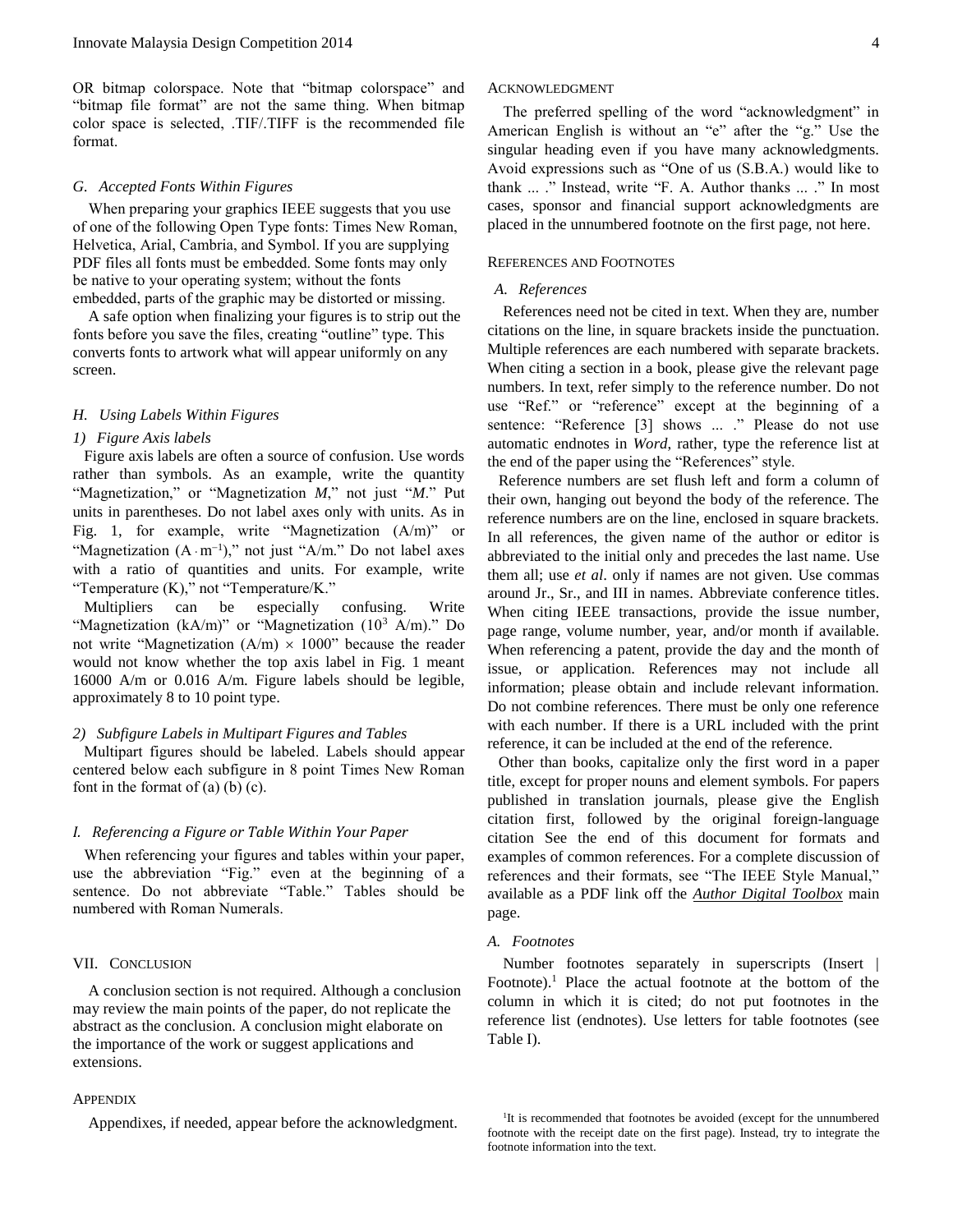OR bitmap colorspace. Note that "bitmap colorspace" and "bitmap file format" are not the same thing. When bitmap color space is selected, .TIF/.TIFF is the recommended file format.

### *G. Accepted Fonts Within Figures*

When preparing your graphics IEEE suggests that you use of one of the following Open Type fonts: Times New Roman, Helvetica, Arial, Cambria, and Symbol. If you are supplying PDF files all fonts must be embedded. Some fonts may only be native to your operating system; without the fonts embedded, parts of the graphic may be distorted or missing.

A safe option when finalizing your figures is to strip out the fonts before you save the files, creating "outline" type. This converts fonts to artwork what will appear uniformly on any screen.

### *H. Using Labels Within Figures*

#### *1) Figure Axis labels*

Figure axis labels are often a source of confusion. Use words rather than symbols. As an example, write the quantity "Magnetization," or "Magnetization *M*," not just "*M*." Put units in parentheses. Do not label axes only with units. As in Fig. 1, for example, write "Magnetization (A/m)" or "Magnetization ($A \cdot m^{-1}$)," not just "A/m." Do not label axes with a ratio of quantities and units. For example, write "Temperature (K)," not "Temperature/K."

Multipliers can be especially confusing. Write "Magnetization (kA/m)" or "Magnetization ($10^3$ A/m)." Do not write "Magnetization (A/m) $\times$ 1000" because the reader would not know whether the top axis label in Fig. 1 meant 16000 A/m or 0.016 A/m. Figure labels should be legible, approximately 8 to 10 point type.

#### *2) Subfigure Labels in Multipart Figures and Tables*

Multipart figures should be labeled. Labels should appear centered below each subfigure in 8 point Times New Roman font in the format of (a) (b) (c).

### *I. Referencing a Figure or Table Within Your Paper*

When referencing your figures and tables within your paper, use the abbreviation "Fig." even at the beginning of a sentence. Do not abbreviate "Table." Tables should be numbered with Roman Numerals.

## VII. Conclusion

A conclusion section is not required. Although a conclusion may review the main points of the paper, do not replicate the abstract as the conclusion. A conclusion might elaborate on the importance of the work or suggest applications and extensions.

## Appendix

Appendixes, if needed, appear before the acknowledgment.

## Acknowledgment

The preferred spelling of the word "acknowledgment" in American English is without an "e" after the "g." Use the singular heading even if you have many acknowledgments. Avoid expressions such as "One of us (S.B.A.) would like to thank ... ." Instead, write "F. A. Author thanks ... ." In most cases, sponsor and financial support acknowledgments are placed in the unnumbered footnote on the first page, not here.

## References and Footnotes

### *A. References*

References need not be cited in text. When they are, number citations on the line, in square brackets inside the punctuation. Multiple references are each numbered with separate brackets. When citing a section in a book, please give the relevant page numbers. In text, refer simply to the reference number. Do not use "Ref." or "reference" except at the beginning of a sentence: "Reference [3] shows ... ." Please do not use automatic endnotes in *Word*, rather, type the reference list at the end of the paper using the "References" style.

Reference numbers are set flush left and form a column of their own, hanging out beyond the body of the reference. The reference numbers are on the line, enclosed in square brackets. In all references, the given name of the author or editor is abbreviated to the initial only and precedes the last name. Use them all; use *et al*. only if names are not given. Use commas around Jr., Sr., and III in names. Abbreviate conference titles. When citing IEEE transactions, provide the issue number, page range, volume number, year, and/or month if available. When referencing a patent, provide the day and the month of issue, or application. References may not include all information; please obtain and include relevant information. Do not combine references. There must be only one reference with each number. If there is a URL included with the print reference, it can be included at the end of the reference.

Other than books, capitalize only the first word in a paper title, except for proper nouns and element symbols. For papers published in translation journals, please give the English citation first, followed by the original foreign-language citation See the end of this document for formats and examples of common references. For a complete discussion of references and their formats, see "The IEEE Style Manual," available as a PDF link off the ***Author Digital Toolbox*** main page.

### *A. Footnotes*

Number footnotes separately in superscripts (Insert | Footnote).[1] Place the actual footnote at the bottom of the column in which it is cited; do not put footnotes in the reference list (endnotes). Use letters for table footnotes (see Table I).

[1]It is recommended that footnotes be avoided (except for the unnumbered footnote with the receipt date on the first page). Instead, try to integrate the footnote information into the text.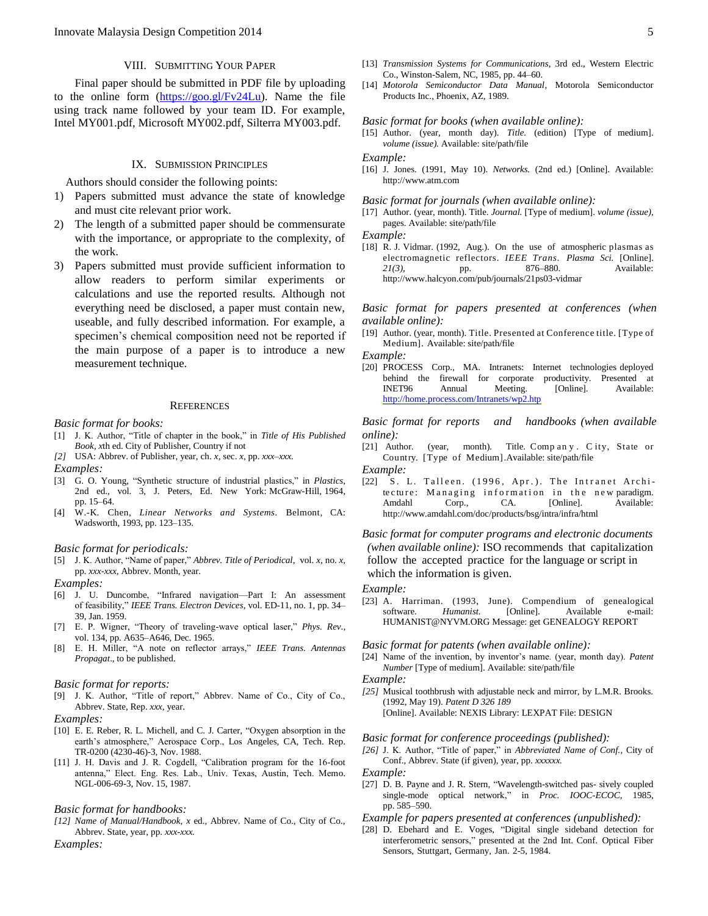## VIII. Submitting Your Paper

Final paper should be submitted in PDF file by uploading to the online form (https://goo.gl/Fv24Lu). Name the file using track name followed by your team ID. For example, Intel MY001.pdf, Microsoft MY002.pdf, Silterra MY003.pdf.

## IX. Submission Principles

Authors should consider the following points:

1) Papers submitted must advance the state of knowledge and must cite relevant prior work.
2) The length of a submitted paper should be commensurate with the importance, or appropriate to the complexity, of the work.
3) Papers submitted must provide sufficient information to allow readers to perform similar experiments or calculations and use the reported results. Although not everything need be disclosed, a paper must contain new, useable, and fully described information. For example, a specimen's chemical composition need not be reported if the main purpose of a paper is to introduce a new measurement technique.

## References

*Basic format for books:*

[1] J. K. Author, "Title of chapter in the book," in *Title of His Published Book, x*th ed. City of Publisher, Country if not

*[2]* USA: Abbrev. of Publisher, year, ch. *x*, sec. *x*, pp. *xxx–xxx.*

*Examples:*

[3] G. O. Young, "Synthetic structure of industrial plastics," in *Plastics*, 2nd ed., vol. 3, J. Peters, Ed. New York: McGraw-Hill, 1964, pp. 15–64.

[4] W.-K. Chen, *Linear Networks and Systems*. Belmont, CA: Wadsworth, 1993, pp. 123–135.

*Basic format for periodicals:*

[5] J. K. Author, "Name of paper," *Abbrev. Title of Periodical*, vol. *x*, no. *x*, pp. *xxx-xxx*, Abbrev. Month, year.

*Examples:*

[6] J. U. Duncombe, "Infrared navigation—Part I: An assessment of feasibility," *IEEE Trans. Electron Devices*, vol. ED-11, no. 1, pp. 34–39, Jan. 1959.

[7] E. P. Wigner, "Theory of traveling-wave optical laser," *Phys. Rev*., vol. 134, pp. A635–A646, Dec. 1965.

[8] E. H. Miller, "A note on reflector arrays," *IEEE Trans. Antennas Propagat*., to be published.

*Basic format for reports:*

[9] J. K. Author, "Title of report," Abbrev. Name of Co., City of Co., Abbrev. State, Rep. *xxx*, year.

*Examples:*

[10] E. E. Reber, R. L. Michell, and C. J. Carter, "Oxygen absorption in the earth's atmosphere," Aerospace Corp., Los Angeles, CA, Tech. Rep. TR-0200 (4230-46)-3, Nov. 1988.

[11] J. H. Davis and J. R. Cogdell, "Calibration program for the 16-foot antenna," Elect. Eng. Res. Lab., Univ. Texas, Austin, Tech. Memo. NGL-006-69-3, Nov. 15, 1987.

*Basic format for handbooks:*

*[12] Name of Manual/Handbook*, *x* ed., Abbrev. Name of Co., City of Co., Abbrev. State, year, pp. *xxx-xxx.*

*Examples:*

[13] *Transmission Systems for Communications*, 3rd ed., Western Electric Co., Winston-Salem, NC, 1985, pp. 44–60.

[14] *Motorola Semiconductor Data Manual*, Motorola Semiconductor Products Inc., Phoenix, AZ, 1989.

*Basic format for books (when available online):*

[15] Author. (year, month day). *Title.* (edition) [Type of medium]. *volume (issue).* Available: site/path/file

*Example:*

[16] J. Jones. (1991, May 10). *Networks.* (2nd ed.) [Online]. Available: http://www.atm.com

*Basic format for journals (when available online):*

[17] Author. (year, month). Title. *Journal.* [Type of medium]. *volume (issue),* pages. Available: site/path/file

*Example:*

[18] R. J. Vidmar. (1992, Aug.). On the use of atmospheric plasmas as electromagnetic reflectors. *IEEE Trans. Plasma Sci.* [Online]. *21(3),* pp. 876–880. Available: http://www.halcyon.com/pub/journals/21ps03-vidmar

*Basic format for papers presented at conferences (when available online):*

[19] Author. (year, month). Title. Presented at Conference title. [Type of Medium]. Available: site/path/file

*Example:*

[20] PROCESS Corp., MA. Intranets: Internet technologies deployed behind the firewall for corporate productivity. Presented at INET96 Annual Meeting. [Online]. Available: http://home.process.com/Intranets/wp2.htp

*Basic format for reports and handbooks (when available online):*

[21] Author. (year, month). Title. Company. City, State or Country. [Type of Medium].Available: site/path/file

*Example:*

[22] S. L. Talleen. (1996, Apr.). The Intranet Archi-tecture: Managing information in the new paradigm. Amdahl Corp., CA. [Online]. Available: http://www.amdahl.com/doc/products/bsg/intra/infra/html

*Basic format for computer programs and electronic documents (when available online):* ISO recommends that capitalization follow the accepted practice for the language or script in which the information is given.

*Example:*

[23] A. Harriman. (1993, June). Compendium of genealogical software. *Humanist.* [Online]. Available e-mail: HUMANIST@NYVM.ORG Message: get GENEALOGY REPORT

*Basic format for patents (when available online):*

[24] Name of the invention, by inventor's name. (year, month day). *Patent Number* [Type of medium]. Available: site/path/file

*Example:*

*[25]* Musical toothbrush with adjustable neck and mirror, by L.M.R. Brooks. (1992, May 19). *Patent D 326 189* [Online]. Available: NEXIS Library: LEXPAT File: DESIGN

*Basic format for conference proceedings (published):*

*[26]* J. K. Author, "Title of paper," in *Abbreviated Name of Conf.*, City of Conf., Abbrev. State (if given), year, pp. *xxxxxx.*

*Example:*

[27] D. B. Payne and J. R. Stern, "Wavelength-switched pas- sively coupled single-mode optical network," in *Proc. IOOC-ECOC,* 1985, pp. 585–590.

*Example for papers presented at conferences (unpublished):*

[28] D. Ebehard and E. Voges, "Digital single sideband detection for interferometric sensors," presented at the 2nd Int. Conf. Optical Fiber Sensors, Stuttgart, Germany, Jan. 2-5, 1984.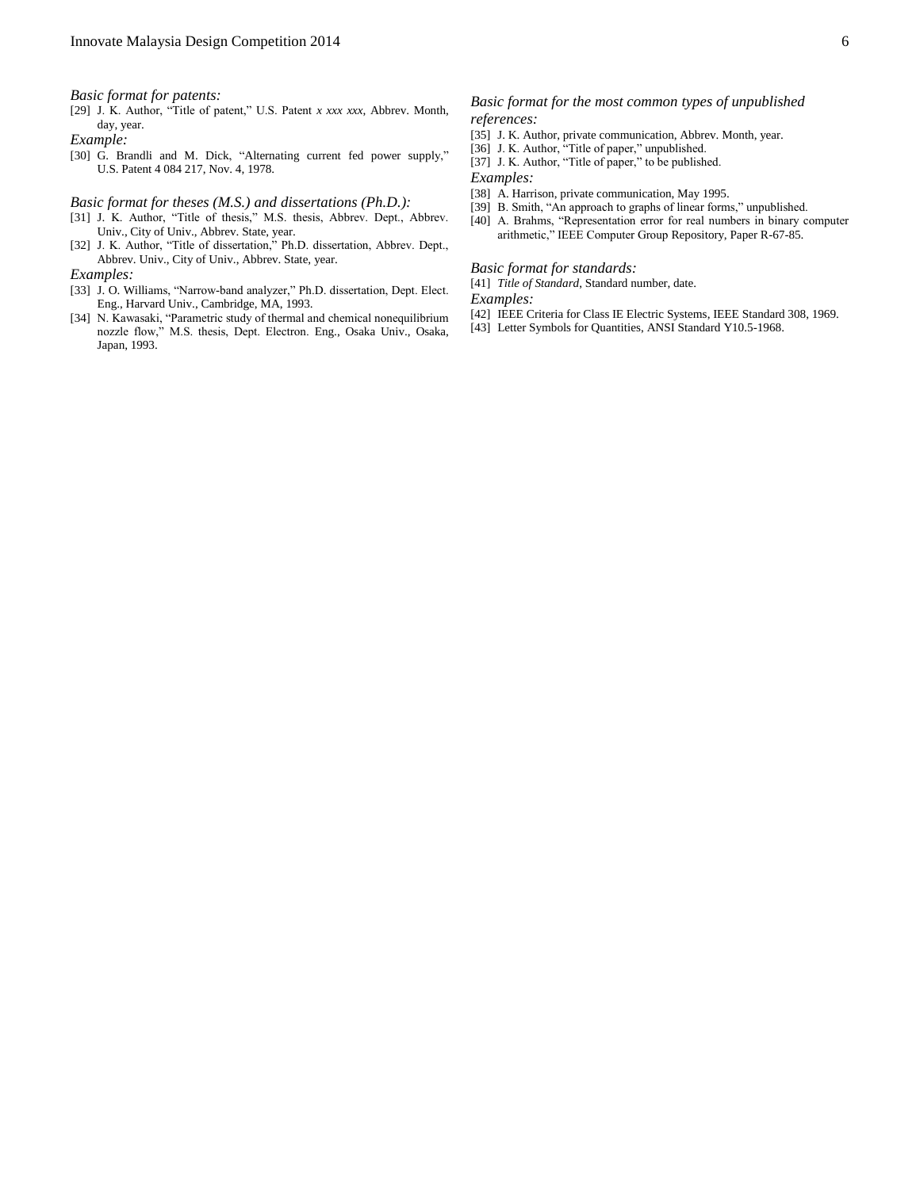*Basic format for patents:*

[29] J. K. Author, "Title of patent," U.S. Patent *x xxx xxx*, Abbrev. Month, day, year.

*Example:*

[30] G. Brandli and M. Dick, "Alternating current fed power supply," U.S. Patent 4 084 217, Nov. 4, 1978.

*Basic format for theses (M.S.) and dissertations (Ph.D.):*

[31] J. K. Author, "Title of thesis," M.S. thesis, Abbrev. Dept., Abbrev. Univ., City of Univ., Abbrev. State, year.

[32] J. K. Author, "Title of dissertation," Ph.D. dissertation, Abbrev. Dept., Abbrev. Univ., City of Univ., Abbrev. State, year.

*Examples:*

[33] J. O. Williams, "Narrow-band analyzer," Ph.D. dissertation, Dept. Elect. Eng., Harvard Univ., Cambridge, MA, 1993.

[34] N. Kawasaki, "Parametric study of thermal and chemical nonequilibrium nozzle flow," M.S. thesis, Dept. Electron. Eng., Osaka Univ., Osaka, Japan, 1993.

*Basic format for the most common types of unpublished references:*

[35] J. K. Author, private communication, Abbrev. Month, year.

[36] J. K. Author, "Title of paper," unpublished.

[37] J. K. Author, "Title of paper," to be published.

*Examples:*

[38] A. Harrison, private communication, May 1995.

[39] B. Smith, "An approach to graphs of linear forms," unpublished.

[40] A. Brahms, "Representation error for real numbers in binary computer arithmetic," IEEE Computer Group Repository, Paper R-67-85.

*Basic format for standards:*

[41] *Title of Standard*, Standard number, date.

*Examples:*

[42] IEEE Criteria for Class IE Electric Systems, IEEE Standard 308, 1969.

[43] Letter Symbols for Quantities, ANSI Standard Y10.5-1968.